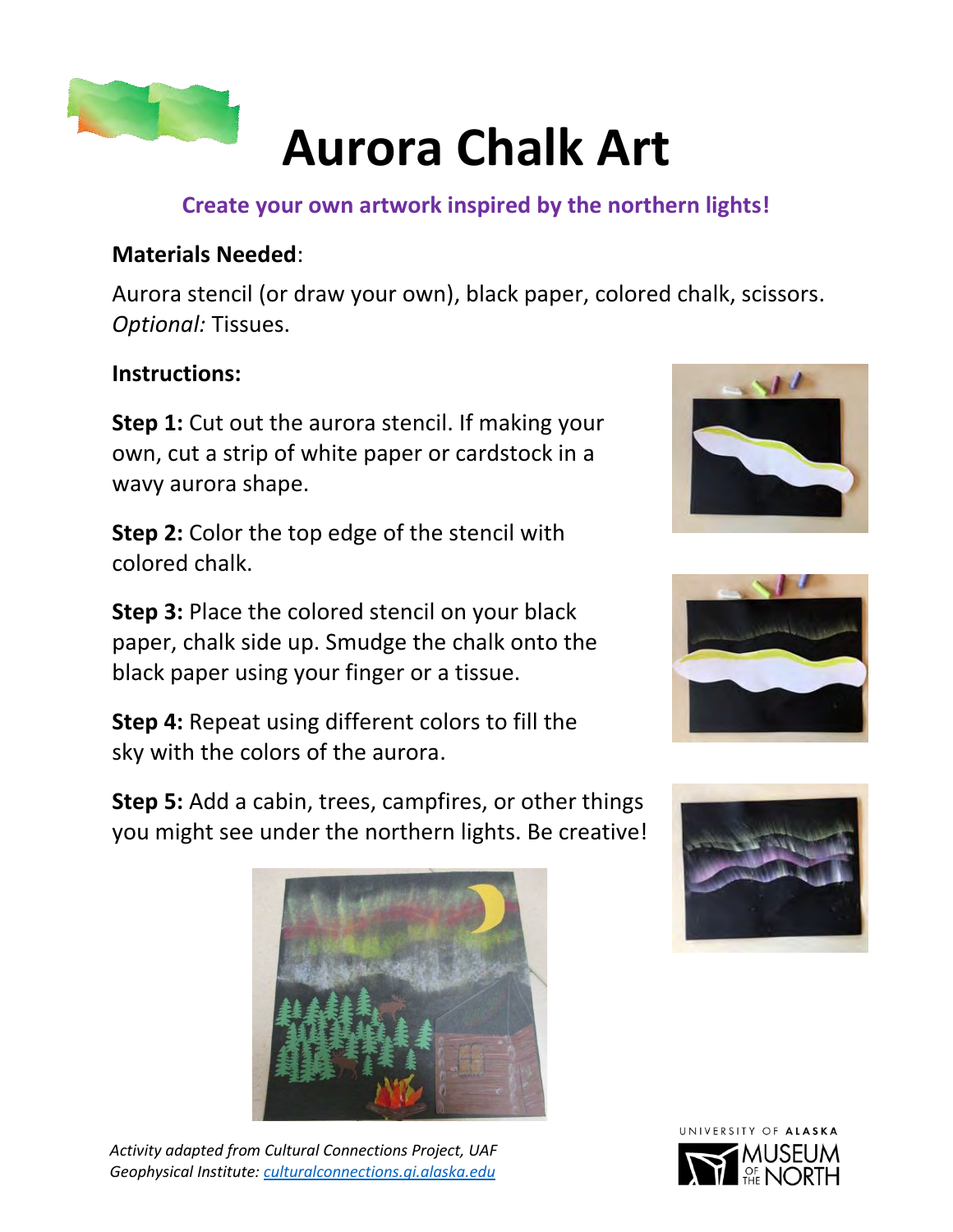# Aurora Chalk Art

**Create your own artwork inspired by the northern lights!**

**Materials Needed**:

Aurora stencil (or draw your own), black paper, colored chalk, scissors. *Optional:* Tissues.

**Instructions:**

**Step 1:** Cut out the aurora stencil. If making your own, cut a strip of white paper or cardstock in a wavy aurora shape.

**Step 2:** Color the top edge of the stencil with colored chalk.

**Step 3:** Place the colored stencil on your black paper, chalk side up. Smudge the chalk onto the black paper using your finger or a tissue.

**Step 4:** Repeat using different colors to fill the sky with the colors of the aurora.

**Step 5:** Add a cabin, trees, campfires, or other things you might see under the northern lights. Be creative!

*Activity adapted from Cultural Connections Project, UAF Geophysical Institute: culturalconnections.gi.alaska.edu*

UNIVERSITY OF ALASKA MUSEUM OF THE NORTH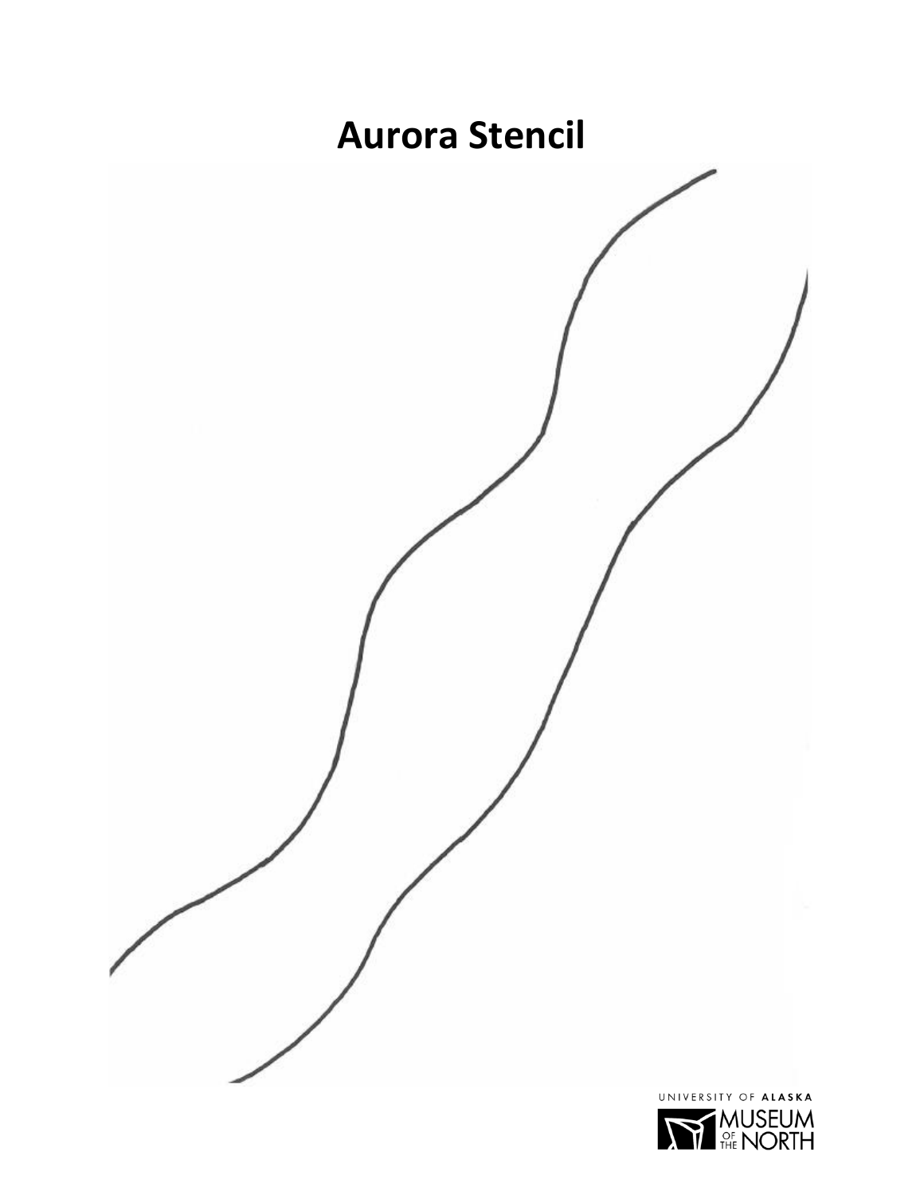# Aurora Stencil

UNIVERSITY OF ALASKA MUSEUM OF THE NORTH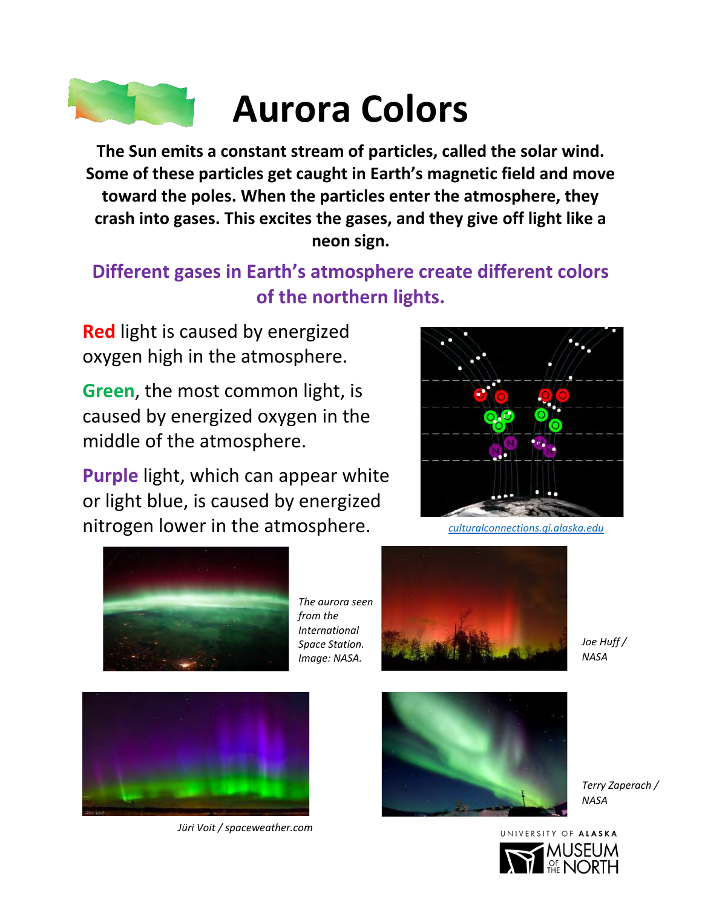# Aurora Colors

**The Sun emits a constant stream of particles, called the solar wind. Some of these particles get caught in Earth's magnetic field and move toward the poles. When the particles enter the atmosphere, they crash into gases. This excites the gases, and they give off light like a neon sign.**

**Different gases in Earth's atmosphere create different colors of the northern lights.**

**Red** light is caused by energized oxygen high in the atmosphere.

**Green**, the most common light, is caused by energized oxygen in the middle of the atmosphere.

**Purple** light, which can appear white or light blue, is caused by energized nitrogen lower in the atmosphere.

culturalconnections.gi.alaska.edu

*The aurora seen from the International Space Station. Image: NASA.*

*Joe Huff / NASA*

*Jüri Voit / spaceweather.com*

*Terry Zaperach / NASA*

UNIVERSITY OF ALASKA MUSEUM OF THE NORTH